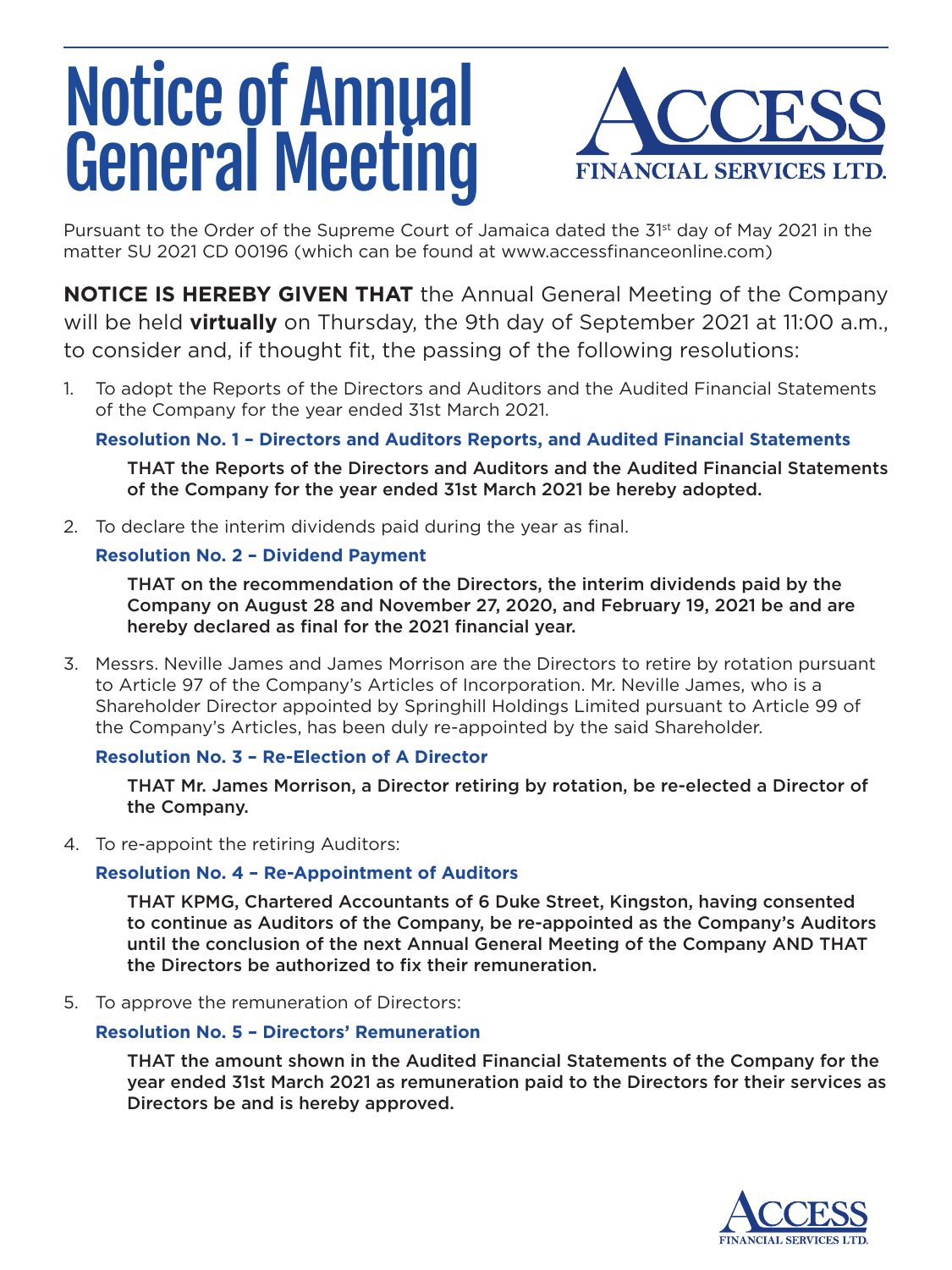# Notice of Annual General Meeting

**ACCESS FINANCIAL SERVICES LTD.**

Pursuant to the Order of the Supreme Court of Jamaica dated the 31st day of May 2021 in the matter SU 2021 CD 00196 (which can be found at www.accessfinanceonline.com)

**NOTICE IS HEREBY GIVEN THAT** the Annual General Meeting of the Company will be held **virtually** on Thursday, the 9th day of September 2021 at 11:00 a.m., to consider and, if thought fit, the passing of the following resolutions:

1. To adopt the Reports of the Directors and Auditors and the Audited Financial Statements of the Company for the year ended 31st March 2021.

   **Resolution No. 1 – Directors and Auditors Reports, and Audited Financial Statements**

   **THAT the Reports of the Directors and Auditors and the Audited Financial Statements of the Company for the year ended 31st March 2021 be hereby adopted.**

2. To declare the interim dividends paid during the year as final.

   **Resolution No. 2 – Dividend Payment**

   **THAT on the recommendation of the Directors, the interim dividends paid by the Company on August 28 and November 27, 2020, and February 19, 2021 be and are hereby declared as final for the 2021 financial year.**

3. Messrs. Neville James and James Morrison are the Directors to retire by rotation pursuant to Article 97 of the Company's Articles of Incorporation. Mr. Neville James, who is a Shareholder Director appointed by Springhill Holdings Limited pursuant to Article 99 of the Company's Articles, has been duly re-appointed by the said Shareholder.

   **Resolution No. 3 – Re-Election of A Director**

   **THAT Mr. James Morrison, a Director retiring by rotation, be re-elected a Director of the Company.**

4. To re-appoint the retiring Auditors:

   **Resolution No. 4 – Re-Appointment of Auditors**

   **THAT KPMG, Chartered Accountants of 6 Duke Street, Kingston, having consented to continue as Auditors of the Company, be re-appointed as the Company's Auditors until the conclusion of the next Annual General Meeting of the Company AND THAT the Directors be authorized to fix their remuneration.**

5. To approve the remuneration of Directors:

   **Resolution No. 5 – Directors' Remuneration**

   **THAT the amount shown in the Audited Financial Statements of the Company for the year ended 31st March 2021 as remuneration paid to the Directors for their services as Directors be and is hereby approved.**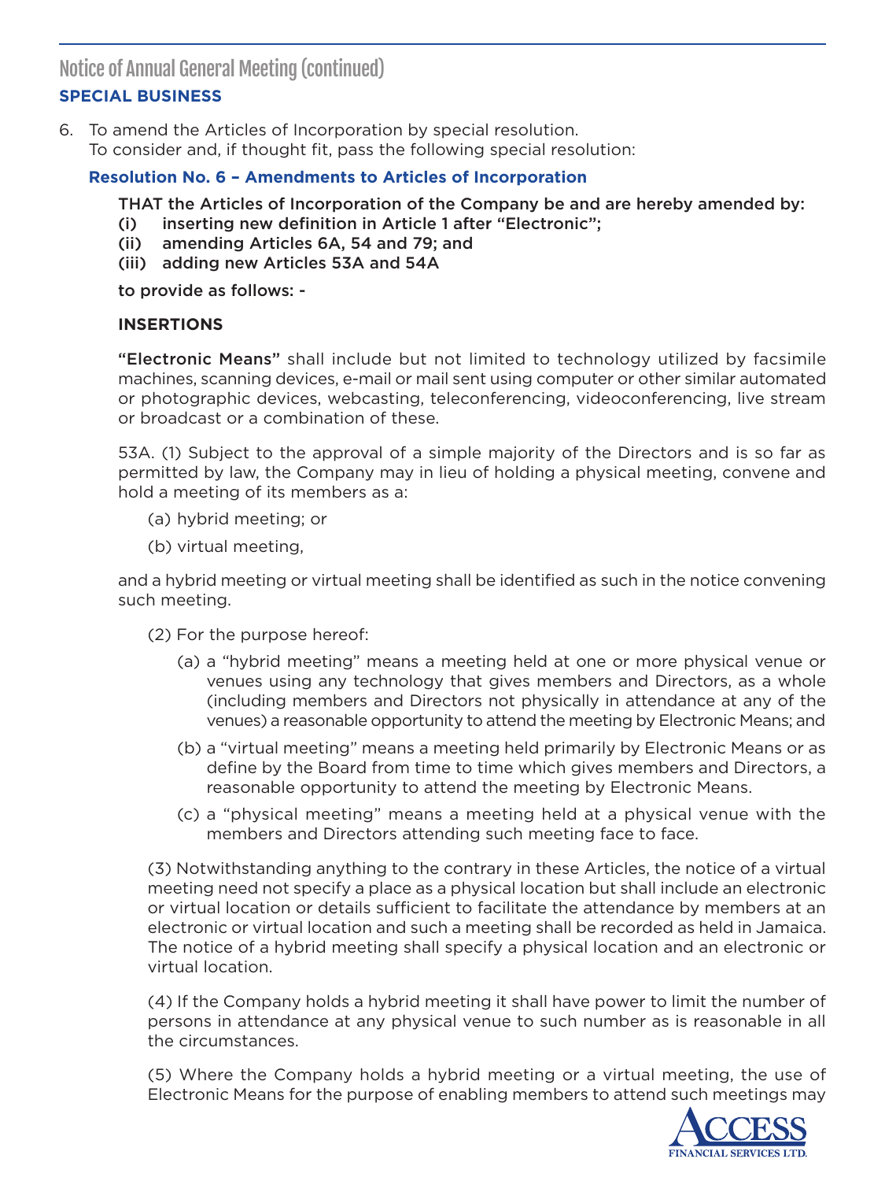## Notice of Annual General Meeting (continued)

### SPECIAL BUSINESS

6. To amend the Articles of Incorporation by special resolution.
   To consider and, if thought fit, pass the following special resolution:

#### Resolution No. 6 – Amendments to Articles of Incorporation

**THAT the Articles of Incorporation of the Company be and are hereby amended by:**

**(i) inserting new definition in Article 1 after "Electronic";**

**(ii) amending Articles 6A, 54 and 79; and**

**(iii) adding new Articles 53A and 54A**

**to provide as follows: -**

**INSERTIONS**

**"Electronic Means"** shall include but not limited to technology utilized by facsimile machines, scanning devices, e-mail or mail sent using computer or other similar automated or photographic devices, webcasting, teleconferencing, videoconferencing, live stream or broadcast or a combination of these.

53A. (1) Subject to the approval of a simple majority of the Directors and is so far as permitted by law, the Company may in lieu of holding a physical meeting, convene and hold a meeting of its members as a:

(a) hybrid meeting; or

(b) virtual meeting,

and a hybrid meeting or virtual meeting shall be identified as such in the notice convening such meeting.

(2) For the purpose hereof:

(a) a "hybrid meeting" means a meeting held at one or more physical venue or venues using any technology that gives members and Directors, as a whole (including members and Directors not physically in attendance at any of the venues) a reasonable opportunity to attend the meeting by Electronic Means; and

(b) a "virtual meeting" means a meeting held primarily by Electronic Means or as define by the Board from time to time which gives members and Directors, a reasonable opportunity to attend the meeting by Electronic Means.

(c) a "physical meeting" means a meeting held at a physical venue with the members and Directors attending such meeting face to face.

(3) Notwithstanding anything to the contrary in these Articles, the notice of a virtual meeting need not specify a place as a physical location but shall include an electronic or virtual location or details sufficient to facilitate the attendance by members at an electronic or virtual location and such a meeting shall be recorded as held in Jamaica. The notice of a hybrid meeting shall specify a physical location and an electronic or virtual location.

(4) If the Company holds a hybrid meeting it shall have power to limit the number of persons in attendance at any physical venue to such number as is reasonable in all the circumstances.

(5) Where the Company holds a hybrid meeting or a virtual meeting, the use of Electronic Means for the purpose of enabling members to attend such meetings may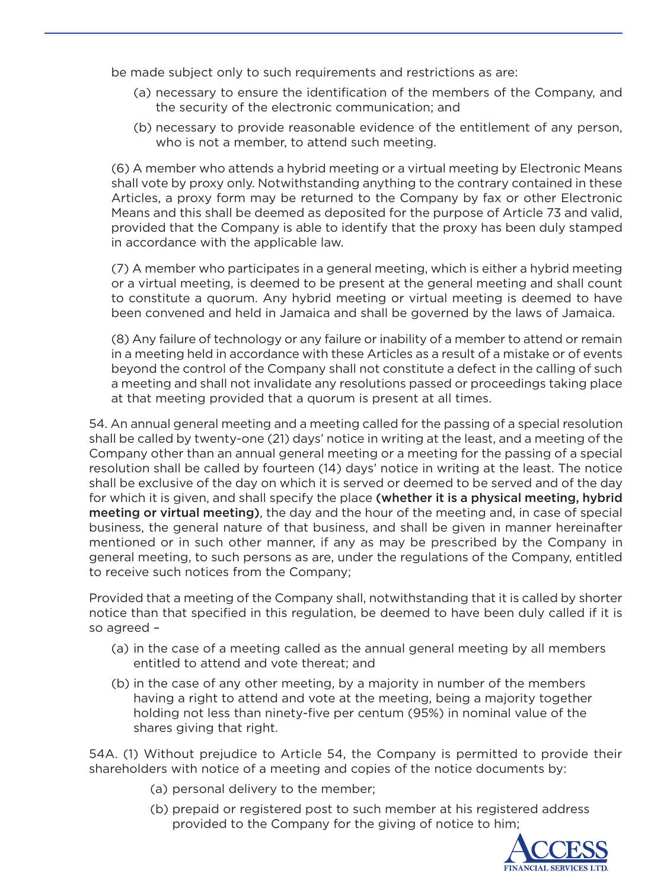be made subject only to such requirements and restrictions as are:

(a) necessary to ensure the identification of the members of the Company, and the security of the electronic communication; and

(b) necessary to provide reasonable evidence of the entitlement of any person, who is not a member, to attend such meeting.

(6) A member who attends a hybrid meeting or a virtual meeting by Electronic Means shall vote by proxy only. Notwithstanding anything to the contrary contained in these Articles, a proxy form may be returned to the Company by fax or other Electronic Means and this shall be deemed as deposited for the purpose of Article 73 and valid, provided that the Company is able to identify that the proxy has been duly stamped in accordance with the applicable law.

(7) A member who participates in a general meeting, which is either a hybrid meeting or a virtual meeting, is deemed to be present at the general meeting and shall count to constitute a quorum. Any hybrid meeting or virtual meeting is deemed to have been convened and held in Jamaica and shall be governed by the laws of Jamaica.

(8) Any failure of technology or any failure or inability of a member to attend or remain in a meeting held in accordance with these Articles as a result of a mistake or of events beyond the control of the Company shall not constitute a defect in the calling of such a meeting and shall not invalidate any resolutions passed or proceedings taking place at that meeting provided that a quorum is present at all times.

54. An annual general meeting and a meeting called for the passing of a special resolution shall be called by twenty-one (21) days' notice in writing at the least, and a meeting of the Company other than an annual general meeting or a meeting for the passing of a special resolution shall be called by fourteen (14) days' notice in writing at the least. The notice shall be exclusive of the day on which it is served or deemed to be served and of the day for which it is given, and shall specify the place **(whether it is a physical meeting, hybrid meeting or virtual meeting)**, the day and the hour of the meeting and, in case of special business, the general nature of that business, and shall be given in manner hereinafter mentioned or in such other manner, if any as may be prescribed by the Company in general meeting, to such persons as are, under the regulations of the Company, entitled to receive such notices from the Company;

Provided that a meeting of the Company shall, notwithstanding that it is called by shorter notice than that specified in this regulation, be deemed to have been duly called if it is so agreed –

(a) in the case of a meeting called as the annual general meeting by all members entitled to attend and vote thereat; and

(b) in the case of any other meeting, by a majority in number of the members having a right to attend and vote at the meeting, being a majority together holding not less than ninety-five per centum (95%) in nominal value of the shares giving that right.

54A. (1) Without prejudice to Article 54, the Company is permitted to provide their shareholders with notice of a meeting and copies of the notice documents by:

(a) personal delivery to the member;

(b) prepaid or registered post to such member at his registered address provided to the Company for the giving of notice to him;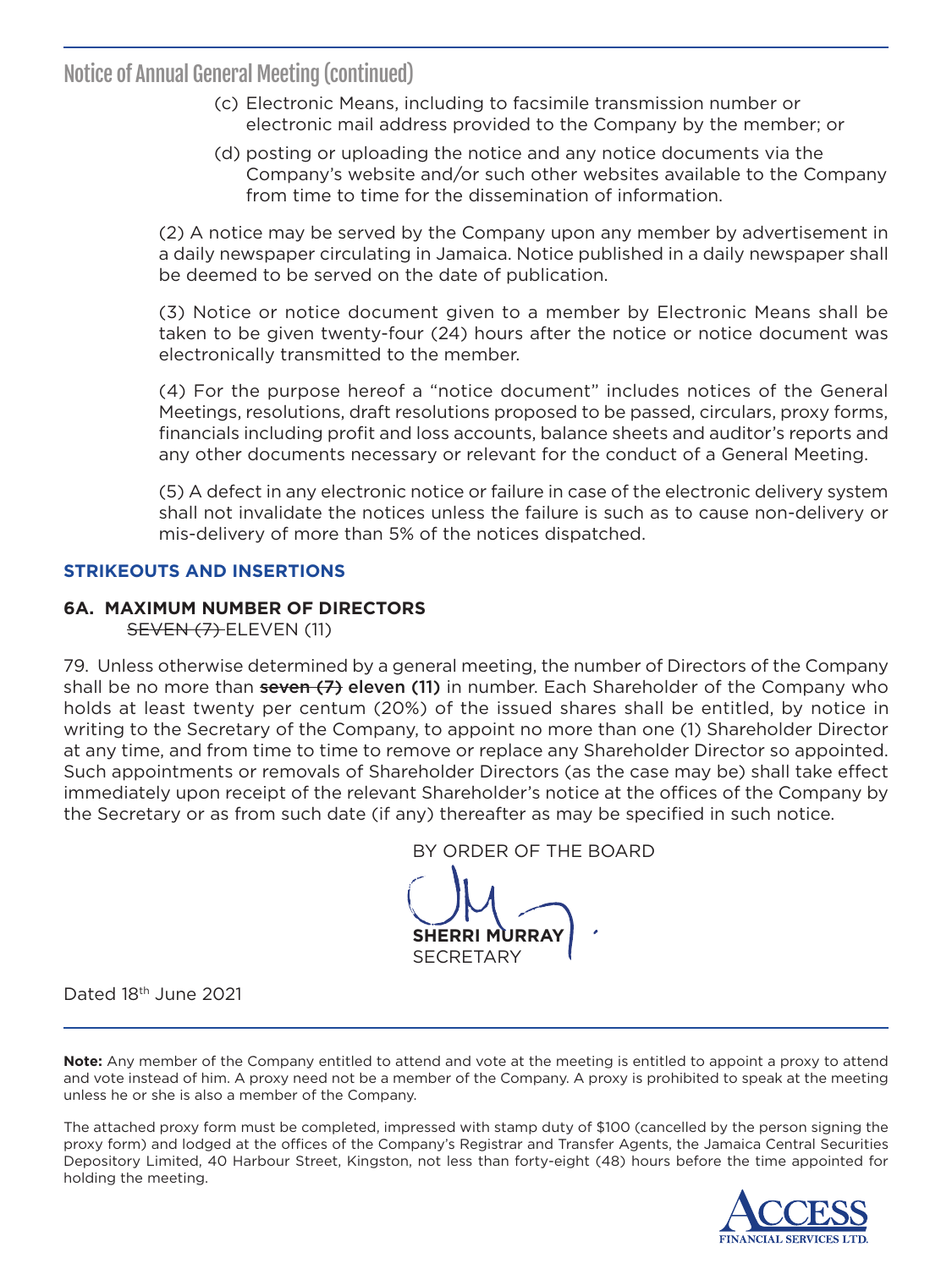(c) Electronic Means, including to facsimile transmission number or electronic mail address provided to the Company by the member; or

(d) posting or uploading the notice and any notice documents via the Company's website and/or such other websites available to the Company from time to time for the dissemination of information.

(2) A notice may be served by the Company upon any member by advertisement in a daily newspaper circulating in Jamaica. Notice published in a daily newspaper shall be deemed to be served on the date of publication.

(3) Notice or notice document given to a member by Electronic Means shall be taken to be given twenty-four (24) hours after the notice or notice document was electronically transmitted to the member.

(4) For the purpose hereof a "notice document" includes notices of the General Meetings, resolutions, draft resolutions proposed to be passed, circulars, proxy forms, financials including profit and loss accounts, balance sheets and auditor's reports and any other documents necessary or relevant for the conduct of a General Meeting.

(5) A defect in any electronic notice or failure in case of the electronic delivery system shall not invalidate the notices unless the failure is such as to cause non-delivery or mis-delivery of more than 5% of the notices dispatched.

## STRIKEOUTS AND INSERTIONS

### 6A. MAXIMUM NUMBER OF DIRECTORS

~~SEVEN (7)~~ ELEVEN (11)

79. Unless otherwise determined by a general meeting, the number of Directors of the Company shall be no more than **~~seven (7)~~ eleven (11)** in number. Each Shareholder of the Company who holds at least twenty per centum (20%) of the issued shares shall be entitled, by notice in writing to the Secretary of the Company, to appoint no more than one (1) Shareholder Director at any time, and from time to time to remove or replace any Shareholder Director so appointed. Such appointments or removals of Shareholder Directors (as the case may be) shall take effect immediately upon receipt of the relevant Shareholder's notice at the offices of the Company by the Secretary or as from such date (if any) thereafter as may be specified in such notice.

BY ORDER OF THE BOARD

**SHERRI MURRAY**
SECRETARY

Dated 18th June 2021

**Note:** Any member of the Company entitled to attend and vote at the meeting is entitled to appoint a proxy to attend and vote instead of him. A proxy need not be a member of the Company. A proxy is prohibited to speak at the meeting unless he or she is also a member of the Company.

The attached proxy form must be completed, impressed with stamp duty of $100 (cancelled by the person signing the proxy form) and lodged at the offices of the Company's Registrar and Transfer Agents, the Jamaica Central Securities Depository Limited, 40 Harbour Street, Kingston, not less than forty-eight (48) hours before the time appointed for holding the meeting.